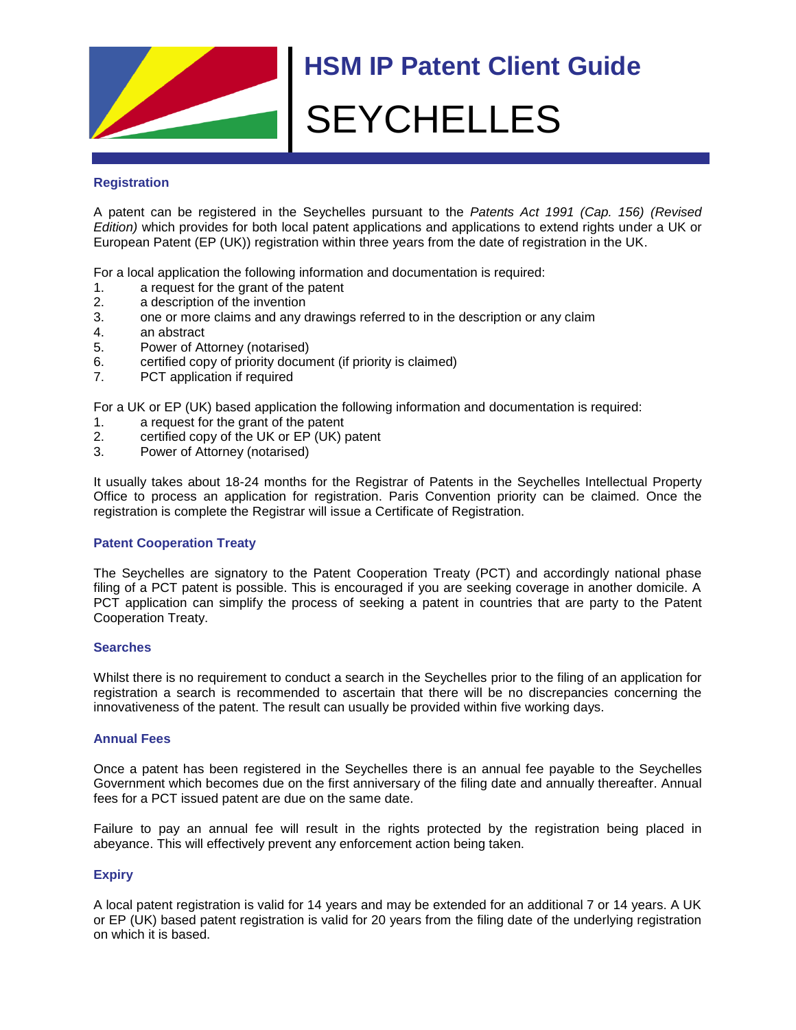# HSM IP Patent Client Guide

# SEYCHELLES

## Registration

A patent can be registered in the Seychelles pursuant to the *Patents Act 1991 (Cap. 156) (Revised Edition)* which provides for both local patent applications and applications to extend rights under a UK or European Patent (EP (UK)) registration within three years from the date of registration in the UK.

For a local application the following information and documentation is required:

1. a request for the grant of the patent
2. a description of the invention
3. one or more claims and any drawings referred to in the description or any claim
4. an abstract
5. Power of Attorney (notarised)
6. certified copy of priority document (if priority is claimed)
7. PCT application if required

For a UK or EP (UK) based application the following information and documentation is required:

1. a request for the grant of the patent
2. certified copy of the UK or EP (UK) patent
3. Power of Attorney (notarised)

It usually takes about 18-24 months for the Registrar of Patents in the Seychelles Intellectual Property Office to process an application for registration. Paris Convention priority can be claimed. Once the registration is complete the Registrar will issue a Certificate of Registration.

## Patent Cooperation Treaty

The Seychelles are signatory to the Patent Cooperation Treaty (PCT) and accordingly national phase filing of a PCT patent is possible. This is encouraged if you are seeking coverage in another domicile. A PCT application can simplify the process of seeking a patent in countries that are party to the Patent Cooperation Treaty.

## Searches

Whilst there is no requirement to conduct a search in the Seychelles prior to the filing of an application for registration a search is recommended to ascertain that there will be no discrepancies concerning the innovativeness of the patent. The result can usually be provided within five working days.

## Annual Fees

Once a patent has been registered in the Seychelles there is an annual fee payable to the Seychelles Government which becomes due on the first anniversary of the filing date and annually thereafter. Annual fees for a PCT issued patent are due on the same date.

Failure to pay an annual fee will result in the rights protected by the registration being placed in abeyance. This will effectively prevent any enforcement action being taken.

## Expiry

A local patent registration is valid for 14 years and may be extended for an additional 7 or 14 years. A UK or EP (UK) based patent registration is valid for 20 years from the filing date of the underlying registration on which it is based.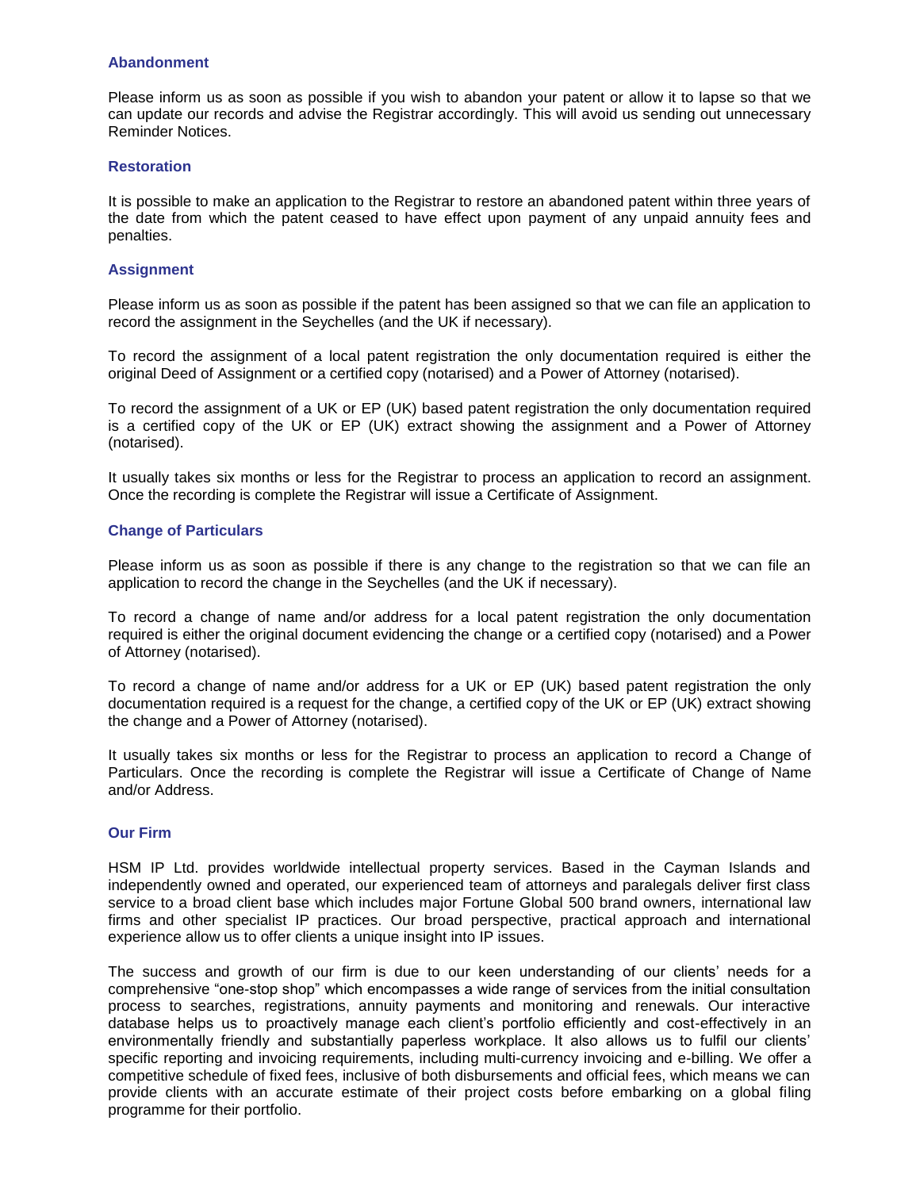### Abandonment

Please inform us as soon as possible if you wish to abandon your patent or allow it to lapse so that we can update our records and advise the Registrar accordingly. This will avoid us sending out unnecessary Reminder Notices.

### Restoration

It is possible to make an application to the Registrar to restore an abandoned patent within three years of the date from which the patent ceased to have effect upon payment of any unpaid annuity fees and penalties.

### Assignment

Please inform us as soon as possible if the patent has been assigned so that we can file an application to record the assignment in the Seychelles (and the UK if necessary).

To record the assignment of a local patent registration the only documentation required is either the original Deed of Assignment or a certified copy (notarised) and a Power of Attorney (notarised).

To record the assignment of a UK or EP (UK) based patent registration the only documentation required is a certified copy of the UK or EP (UK) extract showing the assignment and a Power of Attorney (notarised).

It usually takes six months or less for the Registrar to process an application to record an assignment. Once the recording is complete the Registrar will issue a Certificate of Assignment.

### Change of Particulars

Please inform us as soon as possible if there is any change to the registration so that we can file an application to record the change in the Seychelles (and the UK if necessary).

To record a change of name and/or address for a local patent registration the only documentation required is either the original document evidencing the change or a certified copy (notarised) and a Power of Attorney (notarised).

To record a change of name and/or address for a UK or EP (UK) based patent registration the only documentation required is a request for the change, a certified copy of the UK or EP (UK) extract showing the change and a Power of Attorney (notarised).

It usually takes six months or less for the Registrar to process an application to record a Change of Particulars. Once the recording is complete the Registrar will issue a Certificate of Change of Name and/or Address.

### Our Firm

HSM IP Ltd. provides worldwide intellectual property services. Based in the Cayman Islands and independently owned and operated, our experienced team of attorneys and paralegals deliver first class service to a broad client base which includes major Fortune Global 500 brand owners, international law firms and other specialist IP practices. Our broad perspective, practical approach and international experience allow us to offer clients a unique insight into IP issues.

The success and growth of our firm is due to our keen understanding of our clients' needs for a comprehensive "one-stop shop" which encompasses a wide range of services from the initial consultation process to searches, registrations, annuity payments and monitoring and renewals. Our interactive database helps us to proactively manage each client's portfolio efficiently and cost-effectively in an environmentally friendly and substantially paperless workplace. It also allows us to fulfil our clients' specific reporting and invoicing requirements, including multi-currency invoicing and e-billing. We offer a competitive schedule of fixed fees, inclusive of both disbursements and official fees, which means we can provide clients with an accurate estimate of their project costs before embarking on a global filing programme for their portfolio.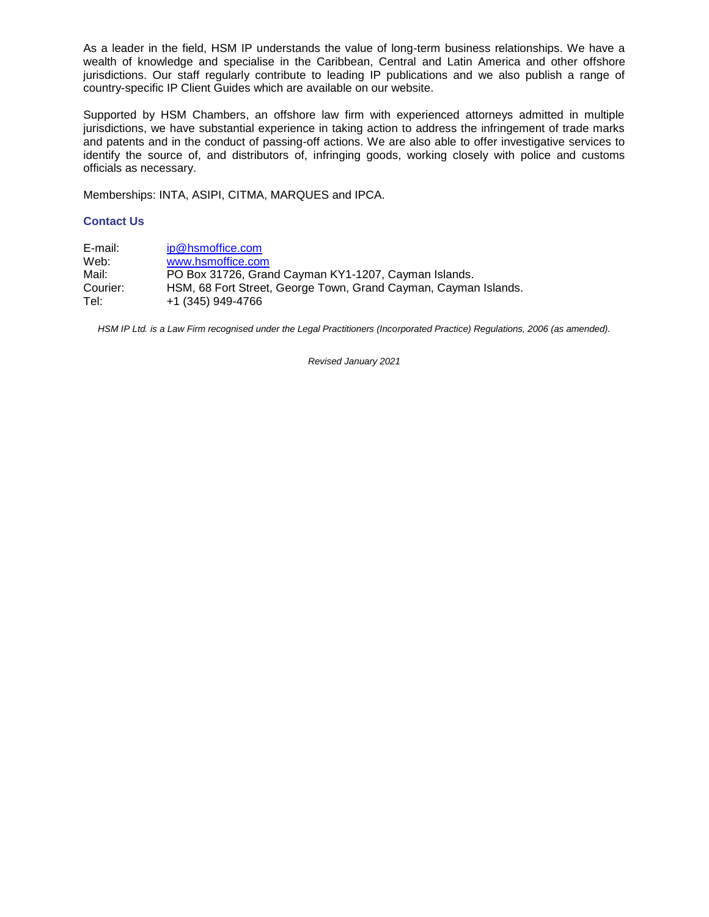As a leader in the field, HSM IP understands the value of long-term business relationships. We have a wealth of knowledge and specialise in the Caribbean, Central and Latin America and other offshore jurisdictions. Our staff regularly contribute to leading IP publications and we also publish a range of country-specific IP Client Guides which are available on our website.

Supported by HSM Chambers, an offshore law firm with experienced attorneys admitted in multiple jurisdictions, we have substantial experience in taking action to address the infringement of trade marks and patents and in the conduct of passing-off actions. We are also able to offer investigative services to identify the source of, and distributors of, infringing goods, working closely with police and customs officials as necessary.

Memberships: INTA, ASIPI, CITMA, MARQUES and IPCA.

### Contact Us

| | |
|---|---|
| E-mail: | ip@hsmoffice.com |
| Web: | www.hsmoffice.com |
| Mail: | PO Box 31726, Grand Cayman KY1-1207, Cayman Islands. |
| Courier: | HSM, 68 Fort Street, George Town, Grand Cayman, Cayman Islands. |
| Tel: | +1 (345) 949-4766 |

*HSM IP Ltd. is a Law Firm recognised under the Legal Practitioners (Incorporated Practice) Regulations, 2006 (as amended).*

*Revised January 2021*